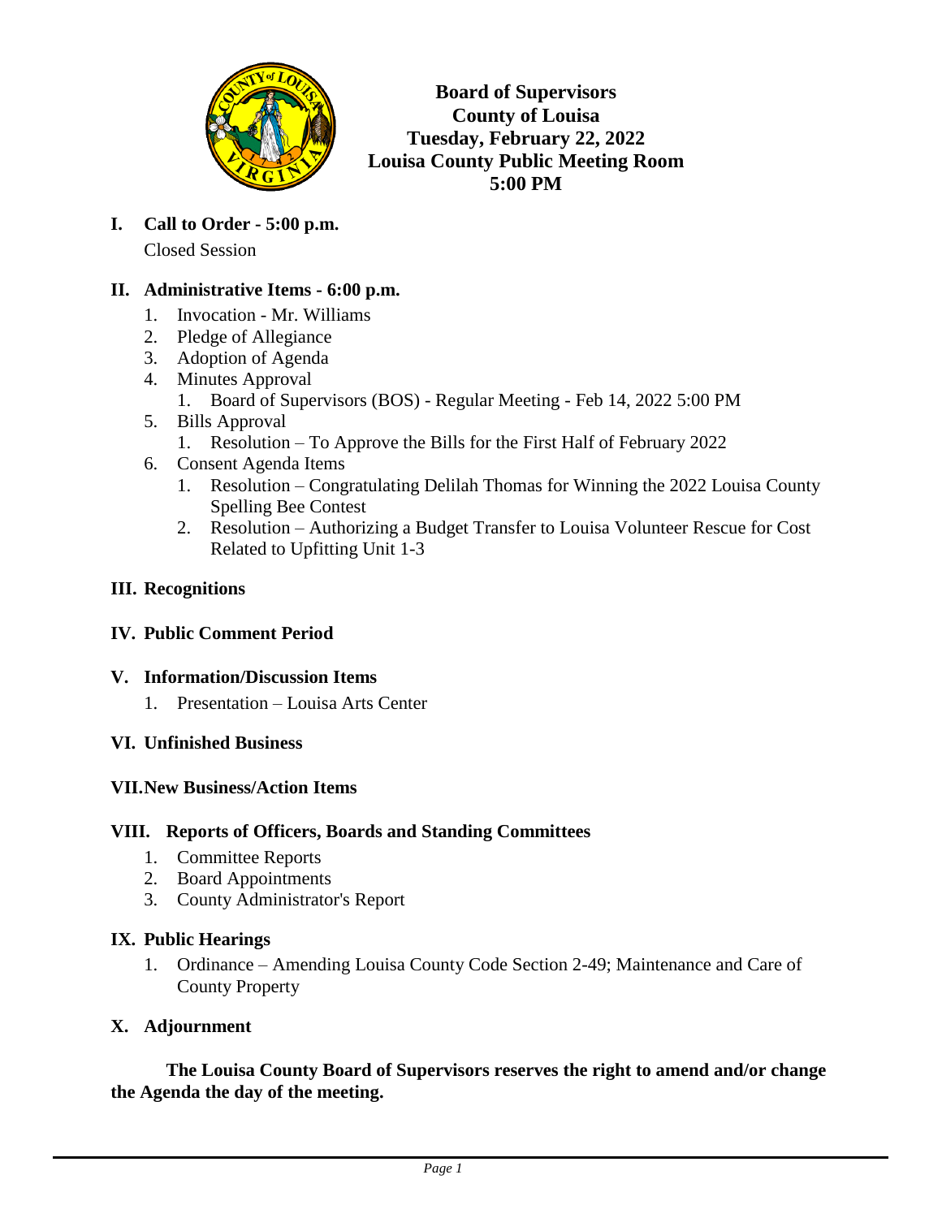**Board of Supervisors**
**County of Louisa**
**Tuesday, February 22, 2022**
**Louisa County Public Meeting Room**
**5:00 PM**

## I. Call to Order - 5:00 p.m.

Closed Session

## II. Administrative Items - 6:00 p.m.

1. Invocation - Mr. Williams
2. Pledge of Allegiance
3. Adoption of Agenda
4. Minutes Approval
   1. Board of Supervisors (BOS) - Regular Meeting - Feb 14, 2022 5:00 PM
5. Bills Approval
   1. Resolution – To Approve the Bills for the First Half of February 2022
6. Consent Agenda Items
   1. Resolution – Congratulating Delilah Thomas for Winning the 2022 Louisa County Spelling Bee Contest
   2. Resolution – Authorizing a Budget Transfer to Louisa Volunteer Rescue for Cost Related to Upfitting Unit 1-3

## III. Recognitions

## IV. Public Comment Period

## V. Information/Discussion Items

1. Presentation – Louisa Arts Center

## VI. Unfinished Business

## VII. New Business/Action Items

## VIII. Reports of Officers, Boards and Standing Committees

1. Committee Reports
2. Board Appointments
3. County Administrator's Report

## IX. Public Hearings

1. Ordinance – Amending Louisa County Code Section 2-49; Maintenance and Care of County Property

## X. Adjournment

**The Louisa County Board of Supervisors reserves the right to amend and/or change the Agenda the day of the meeting.**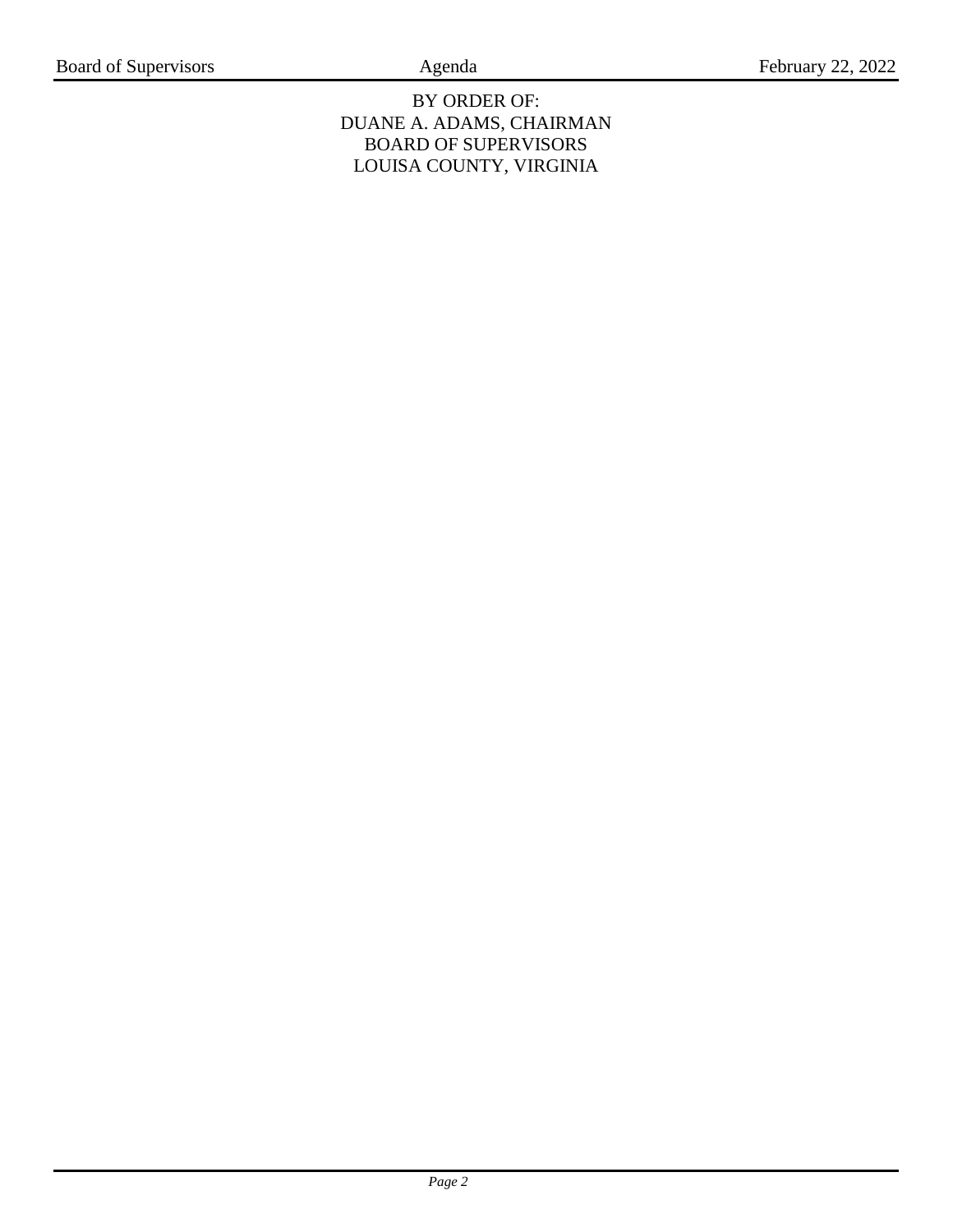BY ORDER OF:
DUANE A. ADAMS, CHAIRMAN
BOARD OF SUPERVISORS
LOUISA COUNTY, VIRGINIA